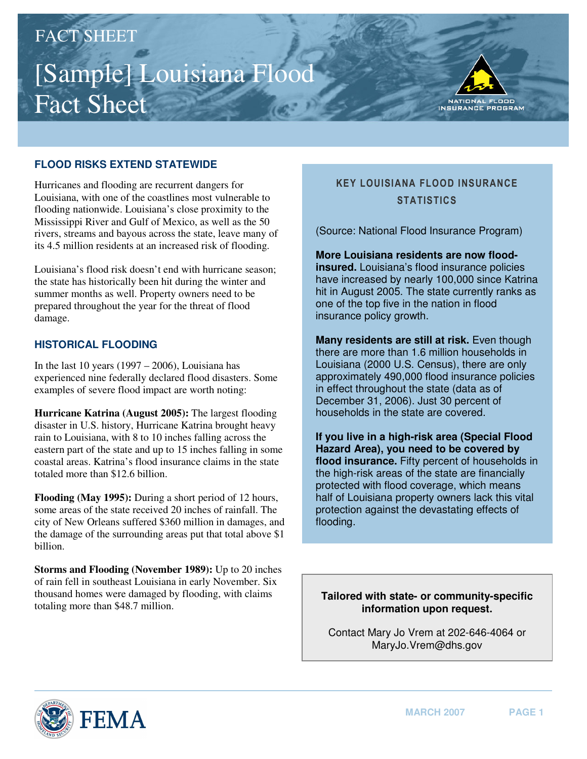FACT SHEET

# [Sample] Louisiana Flood Fact Sheet

## FLOOD RISKS EXTEND STATEWIDE

Hurricanes and flooding are recurrent dangers for Louisiana, with one of the coastlines most vulnerable to flooding nationwide. Louisiana's close proximity to the Mississippi River and Gulf of Mexico, as well as the 50 rivers, streams and bayous across the state, leave many of its 4.5 million residents at an increased risk of flooding.

Louisiana's flood risk doesn't end with hurricane season; the state has historically been hit during the winter and summer months as well. Property owners need to be prepared throughout the year for the threat of flood damage.

## HISTORICAL FLOODING

In the last 10 years (1997 – 2006), Louisiana has experienced nine federally declared flood disasters. Some examples of severe flood impact are worth noting:

**Hurricane Katrina (August 2005):** The largest flooding disaster in U.S. history, Hurricane Katrina brought heavy rain to Louisiana, with 8 to 10 inches falling across the eastern part of the state and up to 15 inches falling in some coastal areas. Katrina's flood insurance claims in the state totaled more than $12.6 billion.

**Flooding (May 1995):** During a short period of 12 hours, some areas of the state received 20 inches of rainfall. The city of New Orleans suffered $360 million in damages, and the damage of the surrounding areas put that total above $1 billion.

**Storms and Flooding (November 1989):** Up to 20 inches of rain fell in southeast Louisiana in early November. Six thousand homes were damaged by flooding, with claims totaling more than $48.7 million.

## KEY LOUISIANA FLOOD INSURANCE STATISTICS

(Source: National Flood Insurance Program)

**More Louisiana residents are now flood-insured.** Louisiana's flood insurance policies have increased by nearly 100,000 since Katrina hit in August 2005. The state currently ranks as one of the top five in the nation in flood insurance policy growth.

**Many residents are still at risk.** Even though there are more than 1.6 million households in Louisiana (2000 U.S. Census), there are only approximately 490,000 flood insurance policies in effect throughout the state (data as of December 31, 2006). Just 30 percent of households in the state are covered.

**If you live in a high-risk area (Special Flood Hazard Area), you need to be covered by flood insurance.** Fifty percent of households in the high-risk areas of the state are financially protected with flood coverage, which means half of Louisiana property owners lack this vital protection against the devastating effects of flooding.

**Tailored with state- or community-specific information upon request.**

Contact Mary Jo Vrem at 202-646-4064 or MaryJo.Vrem@dhs.gov

MARCH 2007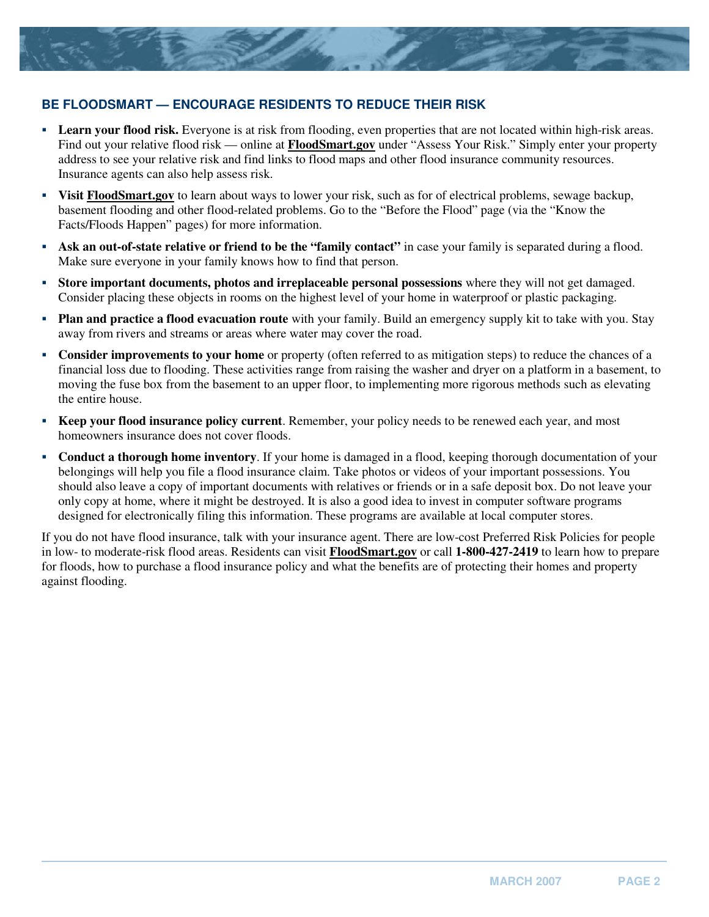## BE FLOODSMART — ENCOURAGE RESIDENTS TO REDUCE THEIR RISK

- **Learn your flood risk.** Everyone is at risk from flooding, even properties that are not located within high-risk areas. Find out your relative flood risk — online at **FloodSmart.gov** under "Assess Your Risk." Simply enter your property address to see your relative risk and find links to flood maps and other flood insurance community resources. Insurance agents can also help assess risk.
- **Visit FloodSmart.gov** to learn about ways to lower your risk, such as for of electrical problems, sewage backup, basement flooding and other flood-related problems. Go to the "Before the Flood" page (via the "Know the Facts/Floods Happen" pages) for more information.
- **Ask an out-of-state relative or friend to be the "family contact"** in case your family is separated during a flood. Make sure everyone in your family knows how to find that person.
- **Store important documents, photos and irreplaceable personal possessions** where they will not get damaged. Consider placing these objects in rooms on the highest level of your home in waterproof or plastic packaging.
- **Plan and practice a flood evacuation route** with your family. Build an emergency supply kit to take with you. Stay away from rivers and streams or areas where water may cover the road.
- **Consider improvements to your home** or property (often referred to as mitigation steps) to reduce the chances of a financial loss due to flooding. These activities range from raising the washer and dryer on a platform in a basement, to moving the fuse box from the basement to an upper floor, to implementing more rigorous methods such as elevating the entire house.
- **Keep your flood insurance policy current**. Remember, your policy needs to be renewed each year, and most homeowners insurance does not cover floods.
- **Conduct a thorough home inventory**. If your home is damaged in a flood, keeping thorough documentation of your belongings will help you file a flood insurance claim. Take photos or videos of your important possessions. You should also leave a copy of important documents with relatives or friends or in a safe deposit box. Do not leave your only copy at home, where it might be destroyed. It is also a good idea to invest in computer software programs designed for electronically filing this information. These programs are available at local computer stores.

If you do not have flood insurance, talk with your insurance agent. There are low-cost Preferred Risk Policies for people in low- to moderate-risk flood areas. Residents can visit **FloodSmart.gov** or call **1-800-427-2419** to learn how to prepare for floods, how to purchase a flood insurance policy and what the benefits are of protecting their homes and property against flooding.